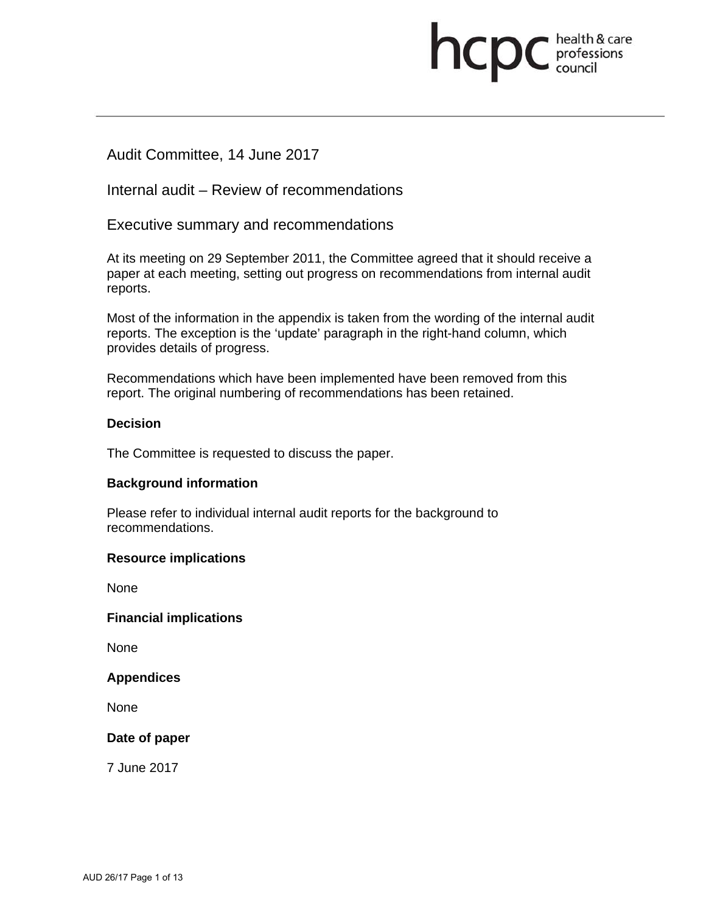Audit Committee, 14 June 2017

Internal audit – Review of recommendations

Executive summary and recommendations

At its meeting on 29 September 2011, the Committee agreed that it should receive a paper at each meeting, setting out progress on recommendations from internal audit reports.

Most of the information in the appendix is taken from the wording of the internal audit reports. The exception is the 'update' paragraph in the right-hand column, which provides details of progress.

Recommendations which have been implemented have been removed from this report. The original numbering of recommendations has been retained.

**Decision**

The Committee is requested to discuss the paper.

**Background information**

Please refer to individual internal audit reports for the background to recommendations.

**Resource implications**

None

**Financial implications**

None

**Appendices**

None

**Date of paper**

7 June 2017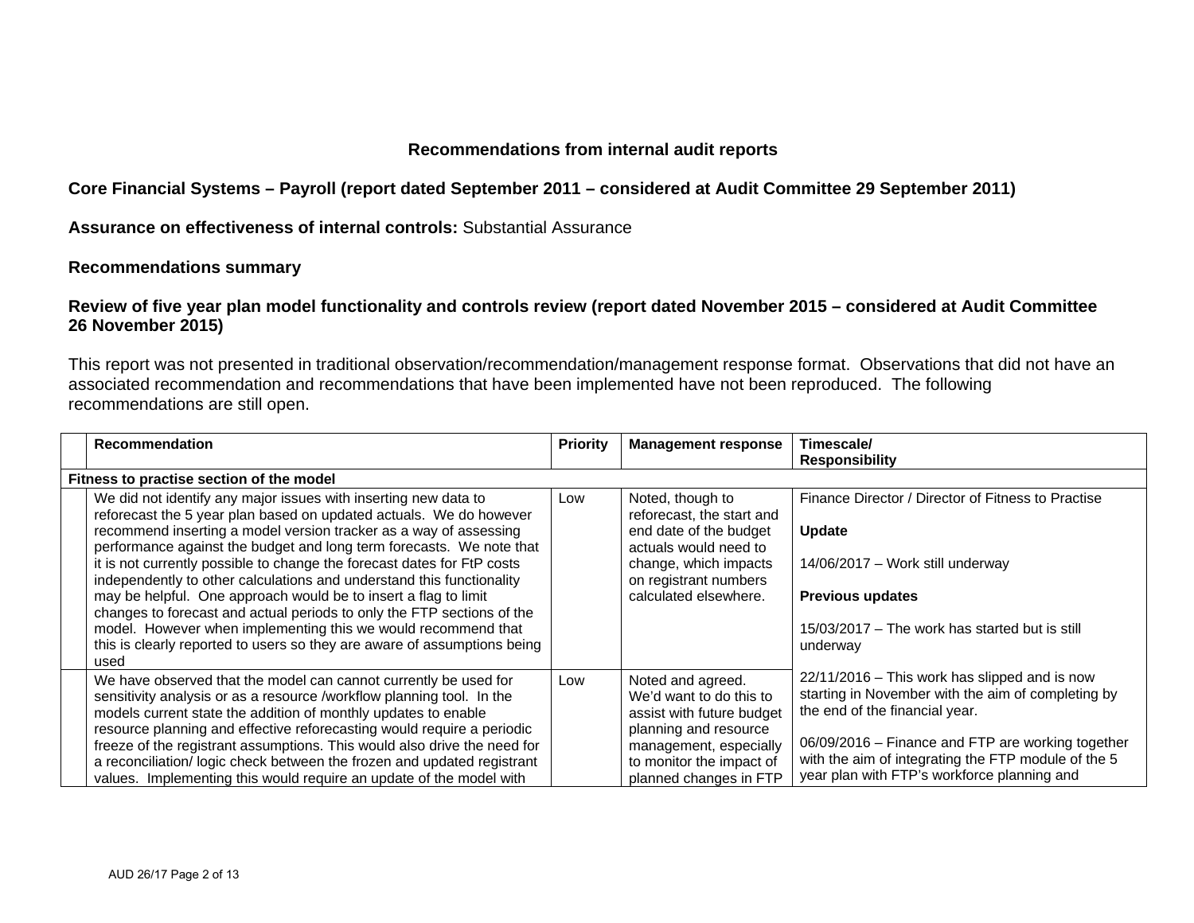## Recommendations from internal audit reports

### Core Financial Systems – Payroll (report dated September 2011 – considered at Audit Committee 29 September 2011)

**Assurance on effectiveness of internal controls:** Substantial Assurance

### Recommendations summary

### Review of five year plan model functionality and controls review (report dated November 2015 – considered at Audit Committee 26 November 2015)

This report was not presented in traditional observation/recommendation/management response format. Observations that did not have an associated recommendation and recommendations that have been implemented have not been reproduced. The following recommendations are still open.

| | Recommendation | Priority | Management response | Timescale/ Responsibility |
|---|---|---|---|---|
| **Fitness to practise section of the model** | | | | |
| | We did not identify any major issues with inserting new data to reforecast the 5 year plan based on updated actuals. We do however recommend inserting a model version tracker as a way of assessing performance against the budget and long term forecasts. We note that it is not currently possible to change the forecast dates for FtP costs independently to other calculations and understand this functionality may be helpful. One approach would be to insert a flag to limit changes to forecast and actual periods to only the FTP sections of the model. However when implementing this we would recommend that this is clearly reported to users so they are aware of assumptions being used | Low | Noted, though to reforecast, the start and end date of the budget actuals would need to change, which impacts on registrant numbers calculated elsewhere. | Finance Director / Director of Fitness to Practise<br><br>**Update**<br><br>14/06/2017 – Work still underway<br><br>**Previous updates**<br><br>15/03/2017 – The work has started but is still underway<br><br>22/11/2016 – This work has slipped and is now starting in November with the aim of completing by the end of the financial year.<br><br>06/09/2016 – Finance and FTP are working together with the aim of integrating the FTP module of the 5 year plan with FTP's workforce planning and |
| | We have observed that the model can cannot currently be used for sensitivity analysis or as a resource /workflow planning tool. In the models current state the addition of monthly updates to enable resource planning and effective reforecasting would require a periodic freeze of the registrant assumptions. This would also drive the need for a reconciliation/ logic check between the frozen and updated registrant values. Implementing this would require an update of the model with | Low | Noted and agreed. We'd want to do this to assist with future budget planning and resource management, especially to monitor the impact of planned changes in FTP | |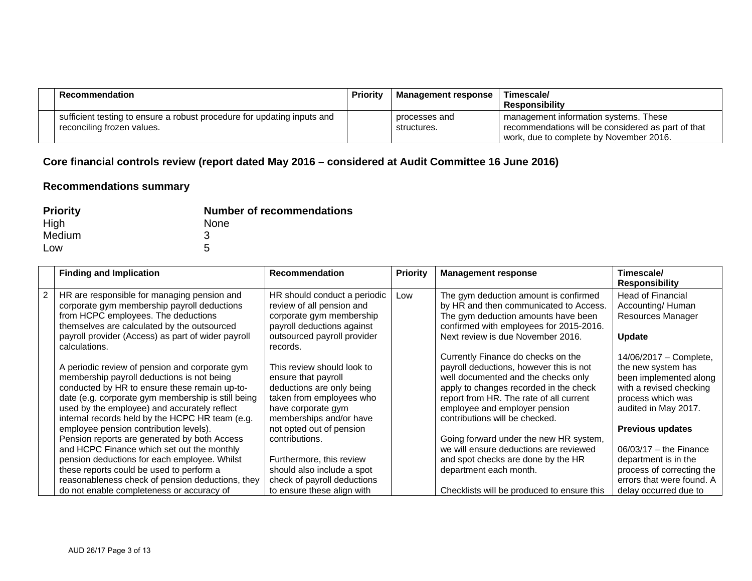| | Recommendation | Priority | Management response | Timescale/ Responsibility |
|---|---|---|---|---|
| | sufficient testing to ensure a robust procedure for updating inputs and reconciling frozen values. | | processes and structures. | management information systems. These recommendations will be considered as part of that work, due to complete by November 2016. |

### Core financial controls review (report dated May 2016 – considered at Audit Committee 16 June 2016)

### Recommendations summary

| Priority | Number of recommendations |
|---|---|
| High | None |
| Medium | 3 |
| Low | 5 |

| | Finding and Implication | Recommendation | Priority | Management response | Timescale/ Responsibility |
|---|---|---|---|---|---|
| 2 | HR are responsible for managing pension and corporate gym membership payroll deductions from HCPC employees. The deductions themselves are calculated by the outsourced payroll provider (Access) as part of wider payroll calculations.<br><br>A periodic review of pension and corporate gym membership payroll deductions is not being conducted by HR to ensure these remain up-to-date (e.g. corporate gym membership is still being used by the employee) and accurately reflect internal records held by the HCPC HR team (e.g. employee pension contribution levels).<br>Pension reports are generated by both Access and HCPC Finance which set out the monthly pension deductions for each employee. Whilst these reports could be used to perform a reasonableness check of pension deductions, they do not enable completeness or accuracy of | HR should conduct a periodic review of all pension and corporate gym membership payroll deductions against outsourced payroll provider records.<br><br>This review should look to ensure that payroll deductions are only being taken from employees who have corporate gym memberships and/or have not opted out of pension contributions.<br><br>Furthermore, this review should also include a spot check of payroll deductions to ensure these align with | Low | The gym deduction amount is confirmed by HR and then communicated to Access. The gym deduction amounts have been confirmed with employees for 2015-2016. Next review is due November 2016.<br><br>Currently Finance do checks on the payroll deductions, however this is not well documented and the checks only apply to changes recorded in the check report from HR. The rate of all current employee and employer pension contributions will be checked.<br><br>Going forward under the new HR system, we will ensure deductions are reviewed and spot checks are done by the HR department each month.<br><br>Checklists will be produced to ensure this | Head of Financial Accounting/ Human Resources Manager<br><br>**Update**<br><br>14/06/2017 – Complete, the new system has been implemented along with a revised checking process which was audited in May 2017.<br><br>**Previous updates**<br><br>06/03/17 – the Finance department is in the process of correcting the errors that were found. A delay occurred due to |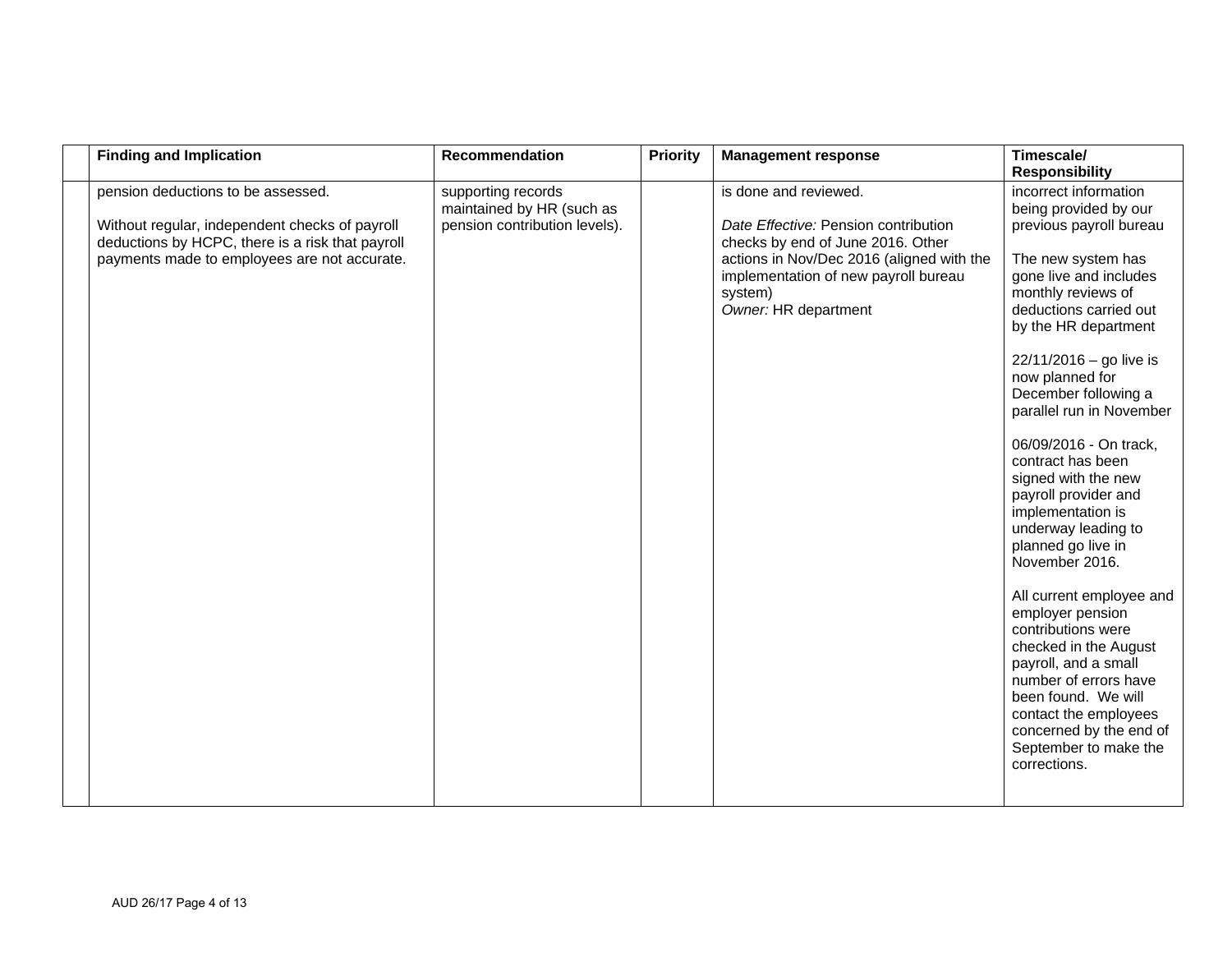| | Finding and Implication | Recommendation | Priority | Management response | Timescale/ Responsibility |
|---|---|---|---|---|---|
| | pension deductions to be assessed.<br><br>Without regular, independent checks of payroll deductions by HCPC, there is a risk that payroll payments made to employees are not accurate. | supporting records maintained by HR (such as pension contribution levels). | | is done and reviewed.<br><br>*Date Effective:* Pension contribution checks by end of June 2016. Other actions in Nov/Dec 2016 (aligned with the implementation of new payroll bureau system)<br>*Owner:* HR department | incorrect information being provided by our previous payroll bureau<br><br>The new system has gone live and includes monthly reviews of deductions carried out by the HR department<br><br>22/11/2016 – go live is now planned for December following a parallel run in November<br><br>06/09/2016 - On track, contract has been signed with the new payroll provider and implementation is underway leading to planned go live in November 2016.<br><br>All current employee and employer pension contributions were checked in the August payroll, and a small number of errors have been found. We will contact the employees concerned by the end of September to make the corrections. |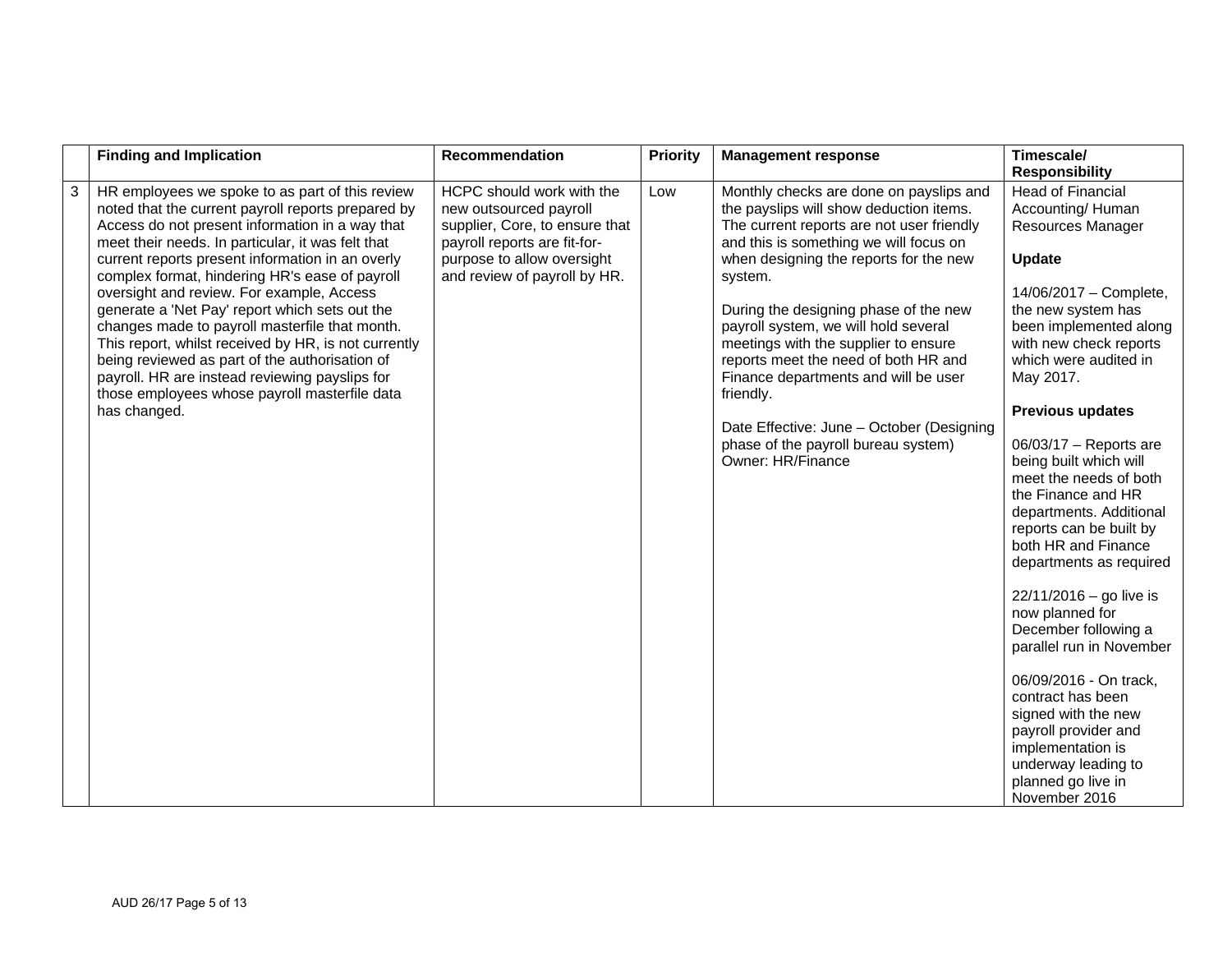| | Finding and Implication | Recommendation | Priority | Management response | Timescale/ Responsibility |
|---|---|---|---|---|---|
| 3 | HR employees we spoke to as part of this review noted that the current payroll reports prepared by Access do not present information in a way that meet their needs. In particular, it was felt that current reports present information in an overly complex format, hindering HR's ease of payroll oversight and review. For example, Access generate a 'Net Pay' report which sets out the changes made to payroll masterfile that month. This report, whilst received by HR, is not currently being reviewed as part of the authorisation of payroll. HR are instead reviewing payslips for those employees whose payroll masterfile data has changed. | HCPC should work with the new outsourced payroll supplier, Core, to ensure that payroll reports are fit-for-purpose to allow oversight and review of payroll by HR. | Low | Monthly checks are done on payslips and the payslips will show deduction items. The current reports are not user friendly and this is something we will focus on when designing the reports for the new system.<br><br>During the designing phase of the new payroll system, we will hold several meetings with the supplier to ensure reports meet the need of both HR and Finance departments and will be user friendly.<br><br>Date Effective: June – October (Designing phase of the payroll bureau system)<br>Owner: HR/Finance | Head of Financial Accounting/ Human Resources Manager<br><br>**Update**<br><br>14/06/2017 – Complete, the new system has been implemented along with new check reports which were audited in May 2017.<br><br>**Previous updates**<br><br>06/03/17 – Reports are being built which will meet the needs of both the Finance and HR departments. Additional reports can be built by both HR and Finance departments as required<br><br>22/11/2016 – go live is now planned for December following a parallel run in November<br><br>06/09/2016 - On track, contract has been signed with the new payroll provider and implementation is underway leading to planned go live in November 2016 |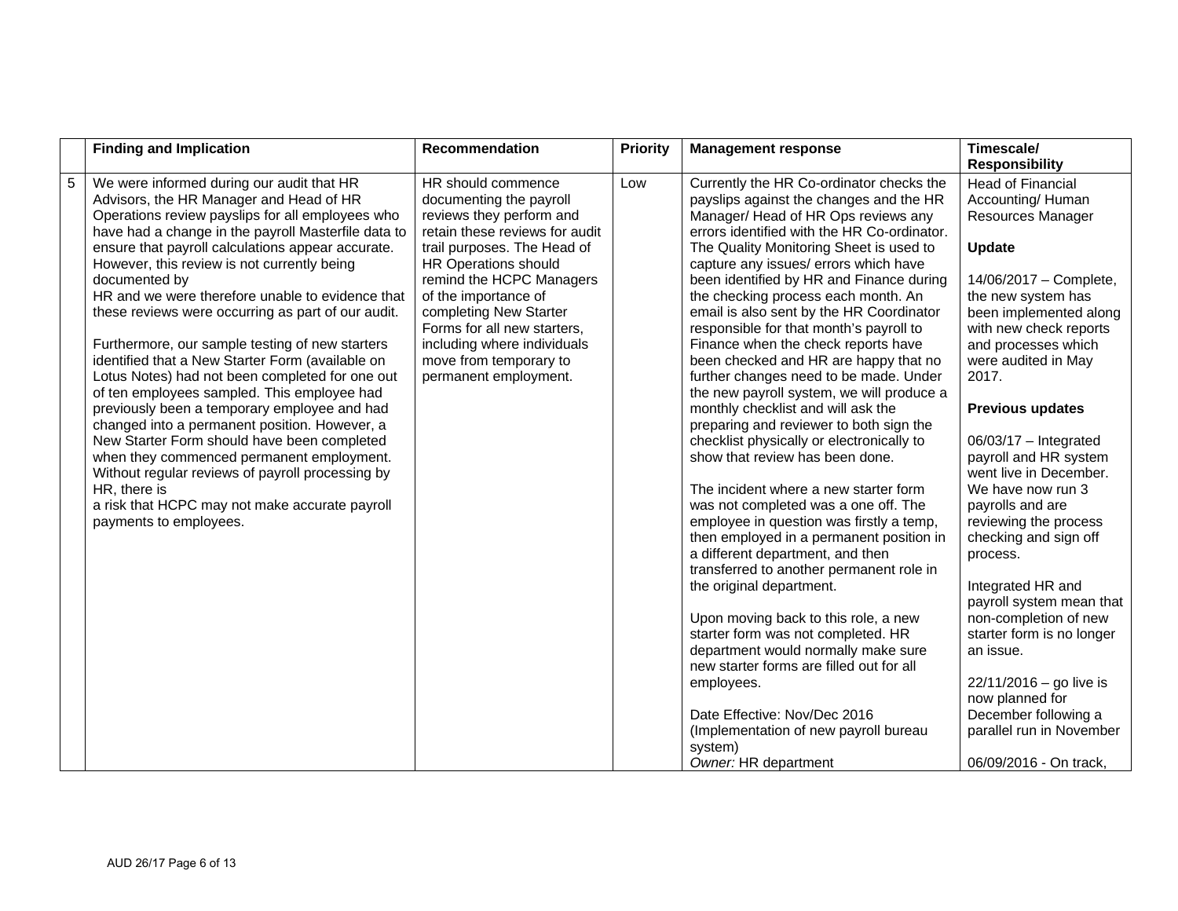| | Finding and Implication | Recommendation | Priority | Management response | Timescale/ Responsibility |
|---|---|---|---|---|---|
| 5 | We were informed during our audit that HR Advisors, the HR Manager and Head of HR Operations review payslips for all employees who have had a change in the payroll Masterfile data to ensure that payroll calculations appear accurate. However, this review is not currently being documented by HR and we were therefore unable to evidence that these reviews were occurring as part of our audit.<br><br>Furthermore, our sample testing of new starters identified that a New Starter Form (available on Lotus Notes) had not been completed for one out of ten employees sampled. This employee had previously been a temporary employee and had changed into a permanent position. However, a New Starter Form should have been completed when they commenced permanent employment. Without regular reviews of payroll processing by HR, there is a risk that HCPC may not make accurate payroll payments to employees. | HR should commence documenting the payroll reviews they perform and retain these reviews for audit trail purposes. The Head of HR Operations should remind the HCPC Managers of the importance of completing New Starter Forms for all new starters, including where individuals move from temporary to permanent employment. | Low | Currently the HR Co-ordinator checks the payslips against the changes and the HR Manager/ Head of HR Ops reviews any errors identified with the HR Co-ordinator. The Quality Monitoring Sheet is used to capture any issues/ errors which have been identified by HR and Finance during the checking process each month. An email is also sent by the HR Coordinator responsible for that month's payroll to Finance when the check reports have been checked and HR are happy that no further changes need to be made. Under the new payroll system, we will produce a monthly checklist and will ask the preparing and reviewer to both sign the checklist physically or electronically to show that review has been done.<br><br>The incident where a new starter form was not completed was a one off. The employee in question was firstly a temp, then employed in a permanent position in a different department, and then transferred to another permanent role in the original department.<br><br>Upon moving back to this role, a new starter form was not completed. HR department would normally make sure new starter forms are filled out for all employees.<br><br>Date Effective: Nov/Dec 2016 (Implementation of new payroll bureau system)<br>*Owner:* HR department | Head of Financial Accounting/ Human Resources Manager<br><br>**Update**<br><br>14/06/2017 – Complete, the new system has been implemented along with new check reports and processes which were audited in May 2017.<br><br>**Previous updates**<br><br>06/03/17 – Integrated payroll and HR system went live in December. We have now run 3 payrolls and are reviewing the process checking and sign off process.<br><br>Integrated HR and payroll system mean that non-completion of new starter form is no longer an issue.<br><br>22/11/2016 – go live is now planned for December following a parallel run in November<br><br>06/09/2016 - On track, |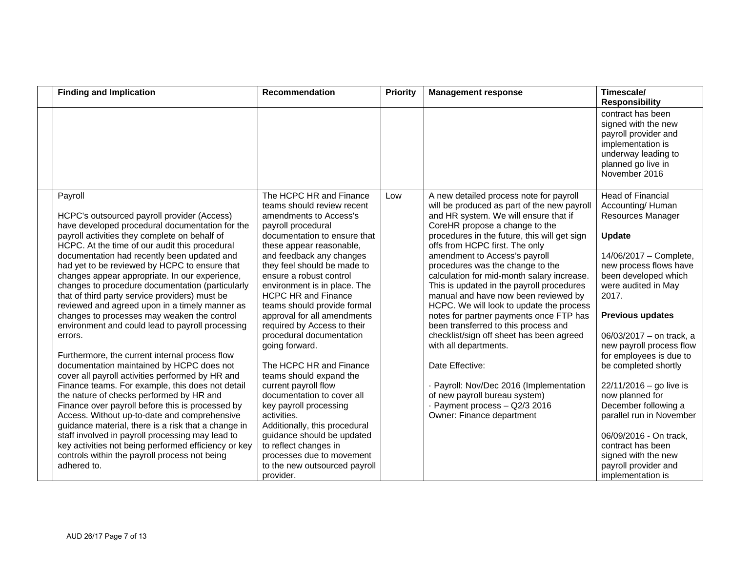| | Finding and Implication | Recommendation | Priority | Management response | Timescale/ Responsibility |
|---|---|---|---|---|---|
| | | | | | contract has been signed with the new payroll provider and implementation is underway leading to planned go live in November 2016 |
| | Payroll<br><br>HCPC's outsourced payroll provider (Access) have developed procedural documentation for the payroll activities they complete on behalf of HCPC. At the time of our audit this procedural documentation had recently been updated and had yet to be reviewed by HCPC to ensure that changes appear appropriate. In our experience, changes to procedure documentation (particularly that of third party service providers) must be reviewed and agreed upon in a timely manner as changes to processes may weaken the control environment and could lead to payroll processing errors.<br><br>Furthermore, the current internal process flow documentation maintained by HCPC does not cover all payroll activities performed by HR and Finance teams. For example, this does not detail the nature of checks performed by HR and Finance over payroll before this is processed by Access. Without up-to-date and comprehensive guidance material, there is a risk that a change in staff involved in payroll processing may lead to key activities not being performed efficiency or key controls within the payroll process not being adhered to. | The HCPC HR and Finance teams should review recent amendments to Access's payroll procedural documentation to ensure that these appear reasonable, and feedback any changes they feel should be made to ensure a robust control environment is in place. The HCPC HR and Finance teams should provide formal approval for all amendments required by Access to their procedural documentation going forward.<br><br>The HCPC HR and Finance teams should expand the current payroll flow documentation to cover all key payroll processing activities.<br>Additionally, this procedural guidance should be updated to reflect changes in processes due to movement to the new outsourced payroll provider. | Low | A new detailed process note for payroll will be produced as part of the new payroll and HR system. We will ensure that if CoreHR propose a change to the procedures in the future, this will get sign offs from HCPC first. The only amendment to Access's payroll procedures was the change to the calculation for mid-month salary increase. This is updated in the payroll procedures manual and have now been reviewed by HCPC. We will look to update the process notes for partner payments once FTP has been transferred to this process and checklist/sign off sheet has been agreed with all departments.<br><br>Date Effective:<br><br>· Payroll: Nov/Dec 2016 (Implementation of new payroll bureau system)<br>· Payment process – Q2/3 2016<br>Owner: Finance department | Head of Financial Accounting/ Human Resources Manager<br><br>**Update**<br><br>14/06/2017 – Complete, new process flows have been developed which were audited in May 2017.<br><br>**Previous updates**<br><br>06/03/2017 – on track, a new payroll process flow for employees is due to be completed shortly<br><br>22/11/2016 – go live is now planned for December following a parallel run in November<br><br>06/09/2016 - On track, contract has been signed with the new payroll provider and implementation is |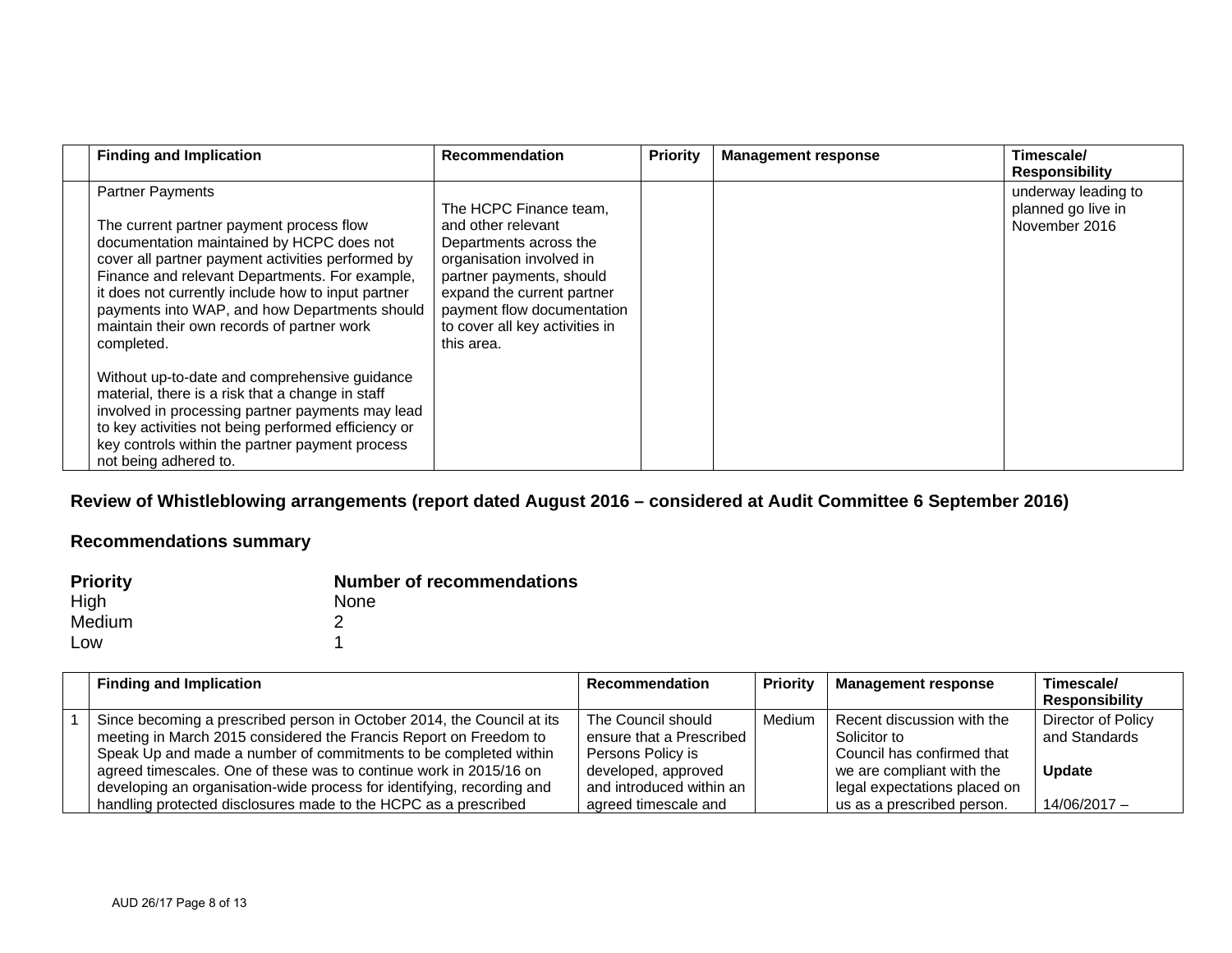| | Finding and Implication | Recommendation | Priority | Management response | Timescale/ Responsibility |
|---|---|---|---|---|---|
| | Partner Payments<br><br>The current partner payment process flow documentation maintained by HCPC does not cover all partner payment activities performed by Finance and relevant Departments. For example, it does not currently include how to input partner payments into WAP, and how Departments should maintain their own records of partner work completed.<br><br>Without up-to-date and comprehensive guidance material, there is a risk that a change in staff involved in processing partner payments may lead to key activities not being performed efficiency or key controls within the partner payment process not being adhered to. | The HCPC Finance team, and other relevant Departments across the organisation involved in partner payments, should expand the current partner payment flow documentation to cover all key activities in this area. | | | underway leading to planned go live in November 2016 |

## Review of Whistleblowing arrangements (report dated August 2016 – considered at Audit Committee 6 September 2016)

### Recommendations summary

| Priority | Number of recommendations |
|---|---|
| High | None |
| Medium | 2 |
| Low | 1 |

| | Finding and Implication | Recommendation | Priority | Management response | Timescale/ Responsibility |
|---|---|---|---|---|---|
| 1 | Since becoming a prescribed person in October 2014, the Council at its meeting in March 2015 considered the Francis Report on Freedom to Speak Up and made a number of commitments to be completed within agreed timescales. One of these was to continue work in 2015/16 on developing an organisation-wide process for identifying, recording and handling protected disclosures made to the HCPC as a prescribed | The Council should ensure that a Prescribed Persons Policy is developed, approved and introduced within an agreed timescale and | Medium | Recent discussion with the Solicitor to Council has confirmed that we are compliant with the legal expectations placed on us as a prescribed person. | Director of Policy and Standards<br><br>**Update**<br><br>14/06/2017 – |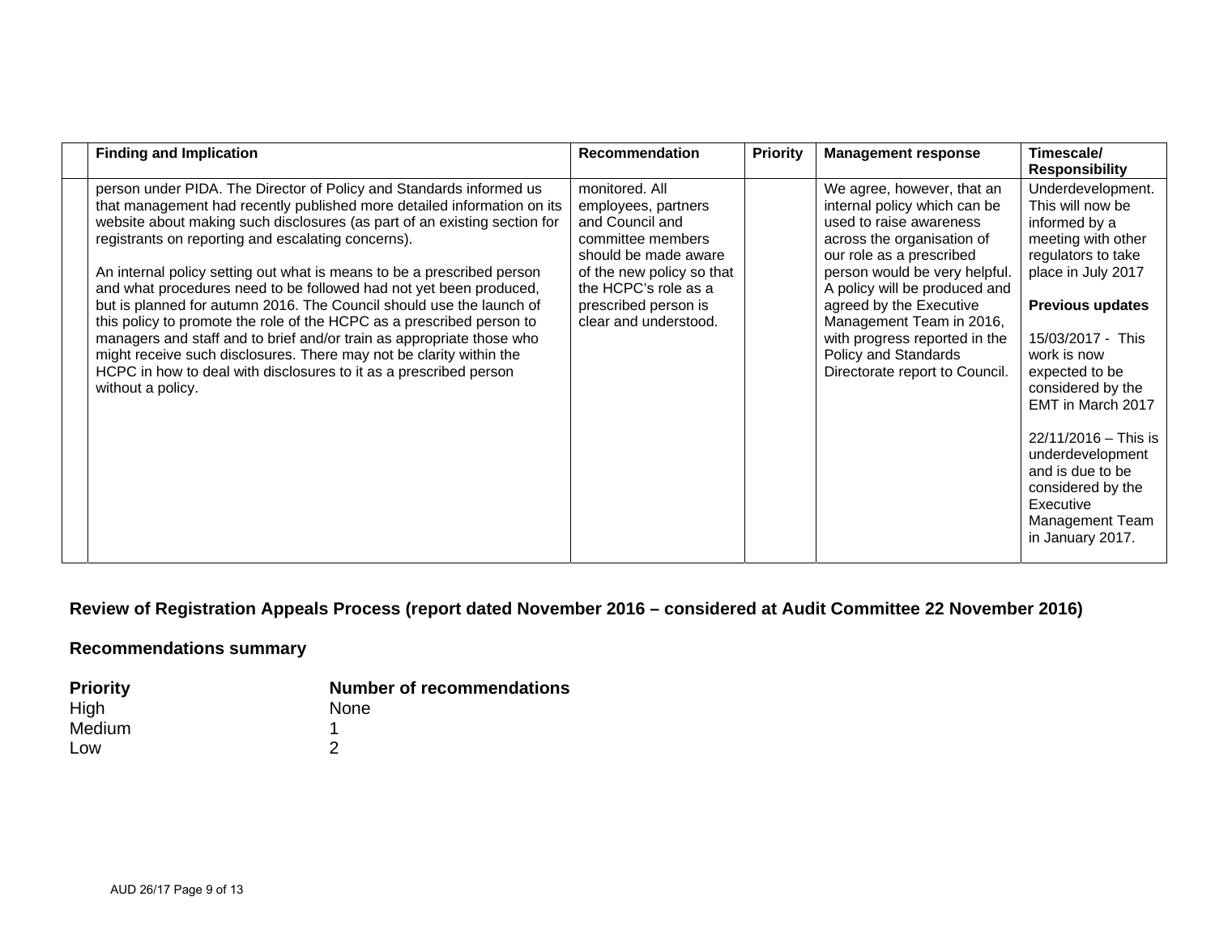| | Finding and Implication | Recommendation | Priority | Management response | Timescale/ Responsibility |
|---|---|---|---|---|---|
| | person under PIDA. The Director of Policy and Standards informed us that management had recently published more detailed information on its website about making such disclosures (as part of an existing section for registrants on reporting and escalating concerns).<br><br>An internal policy setting out what is means to be a prescribed person and what procedures need to be followed had not yet been produced, but is planned for autumn 2016. The Council should use the launch of this policy to promote the role of the HCPC as a prescribed person to managers and staff and to brief and/or train as appropriate those who might receive such disclosures. There may not be clarity within the HCPC in how to deal with disclosures to it as a prescribed person without a policy. | monitored. All employees, partners and Council and committee members should be made aware of the new policy so that the HCPC's role as a prescribed person is clear and understood. | | We agree, however, that an internal policy which can be used to raise awareness across the organisation of our role as a prescribed person would be very helpful. A policy will be produced and agreed by the Executive Management Team in 2016, with progress reported in the Policy and Standards Directorate report to Council. | Underdevelopment. This will now be informed by a meeting with other regulators to take place in July 2017<br><br>**Previous updates**<br><br>15/03/2017 - This work is now expected to be considered by the EMT in March 2017<br><br>22/11/2016 – This is underdevelopment and is due to be considered by the Executive Management Team in January 2017. |

## Review of Registration Appeals Process (report dated November 2016 – considered at Audit Committee 22 November 2016)

### Recommendations summary

| Priority | Number of recommendations |
|---|---|
| High | None |
| Medium | 1 |
| Low | 2 |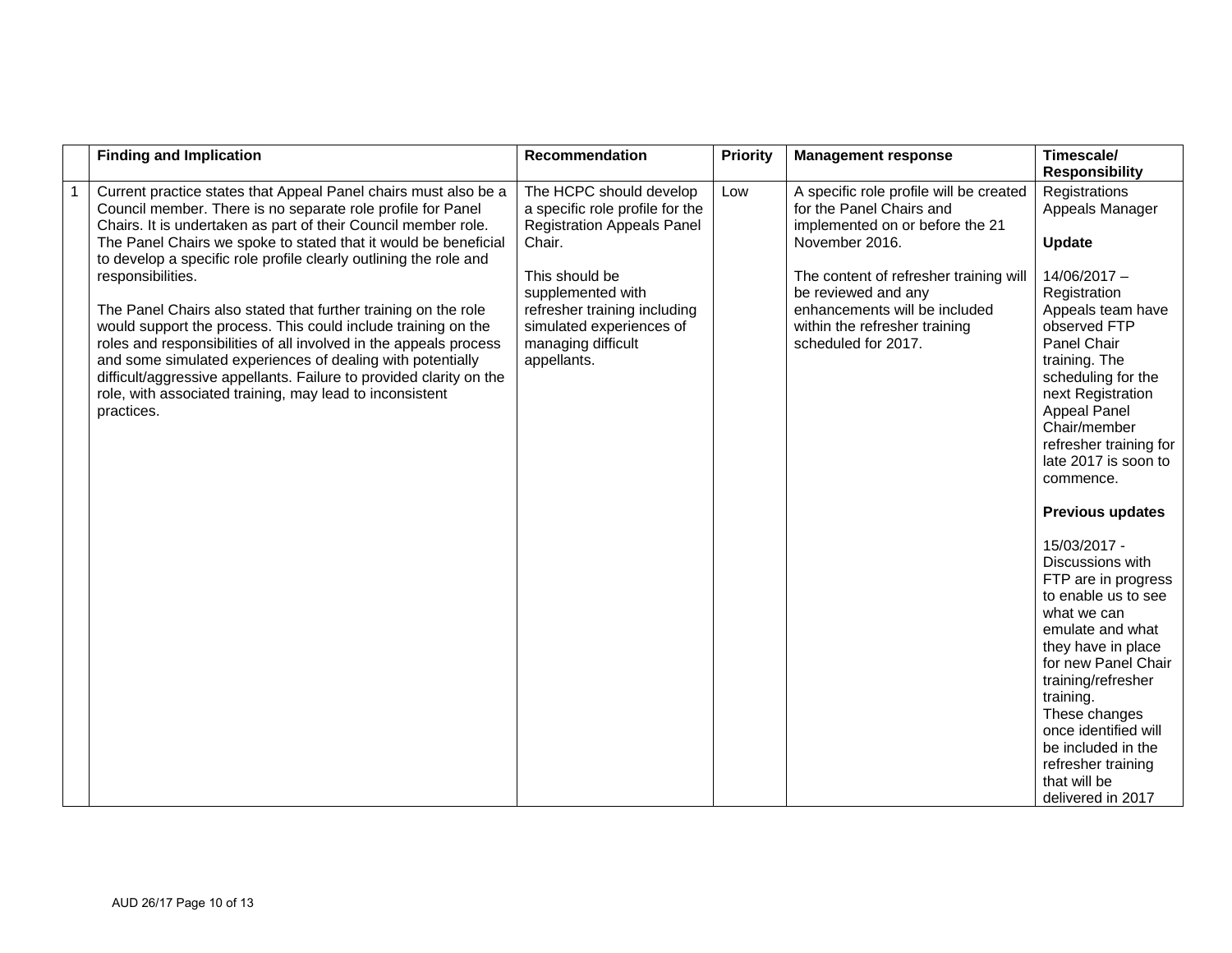| | Finding and Implication | Recommendation | Priority | Management response | Timescale/ Responsibility |
|---|---|---|---|---|---|
| 1 | Current practice states that Appeal Panel chairs must also be a Council member. There is no separate role profile for Panel Chairs. It is undertaken as part of their Council member role. The Panel Chairs we spoke to stated that it would be beneficial to develop a specific role profile clearly outlining the role and responsibilities.<br><br>The Panel Chairs also stated that further training on the role would support the process. This could include training on the roles and responsibilities of all involved in the appeals process and some simulated experiences of dealing with potentially difficult/aggressive appellants. Failure to provided clarity on the role, with associated training, may lead to inconsistent practices. | The HCPC should develop a specific role profile for the Registration Appeals Panel Chair.<br><br>This should be supplemented with refresher training including simulated experiences of managing difficult appellants. | Low | A specific role profile will be created for the Panel Chairs and implemented on or before the 21 November 2016.<br><br>The content of refresher training will be reviewed and any enhancements will be included within the refresher training scheduled for 2017. | Registrations Appeals Manager<br><br>**Update**<br><br>14/06/2017 – Registration Appeals team have observed FTP Panel Chair training. The scheduling for the next Registration Appeal Panel Chair/member refresher training for late 2017 is soon to commence.<br><br>**Previous updates**<br><br>15/03/2017 - Discussions with FTP are in progress to enable us to see what we can emulate and what they have in place for new Panel Chair training/refresher training.<br>These changes once identified will be included in the refresher training that will be delivered in 2017 |

AUD 26/17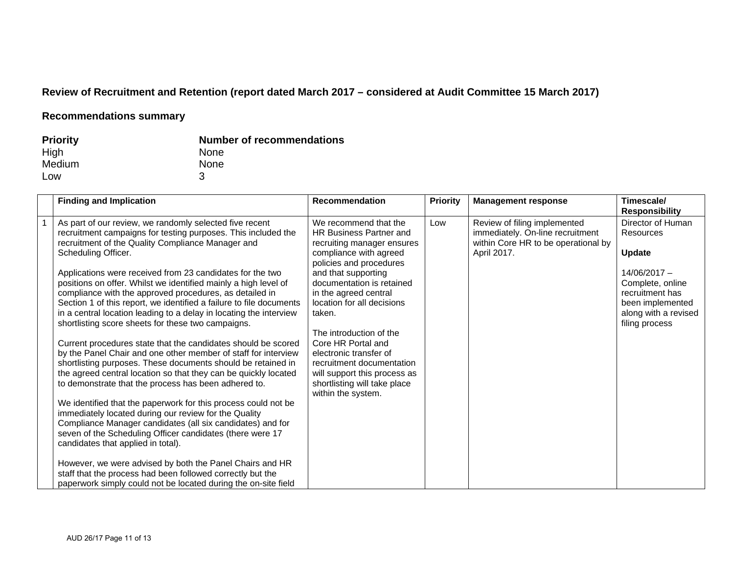## Review of Recruitment and Retention (report dated March 2017 – considered at Audit Committee 15 March 2017)

### Recommendations summary

| Priority | Number of recommendations |
|---|---|
| High | None |
| Medium | None |
| Low | 3 |

| | Finding and Implication | Recommendation | Priority | Management response | Timescale/ Responsibility |
|---|---|---|---|---|---|
| 1 | As part of our review, we randomly selected five recent recruitment campaigns for testing purposes. This included the recruitment of the Quality Compliance Manager and Scheduling Officer.<br><br>Applications were received from 23 candidates for the two positions on offer. Whilst we identified mainly a high level of compliance with the approved procedures, as detailed in Section 1 of this report, we identified a failure to file documents in a central location leading to a delay in locating the interview shortlisting score sheets for these two campaigns.<br><br>Current procedures state that the candidates should be scored by the Panel Chair and one other member of staff for interview shortlisting purposes. These documents should be retained in the agreed central location so that they can be quickly located to demonstrate that the process has been adhered to.<br><br>We identified that the paperwork for this process could not be immediately located during our review for the Quality Compliance Manager candidates (all six candidates) and for seven of the Scheduling Officer candidates (there were 17 candidates that applied in total).<br><br>However, we were advised by both the Panel Chairs and HR staff that the process had been followed correctly but the paperwork simply could not be located during the on-site field | We recommend that the HR Business Partner and recruiting manager ensures compliance with agreed policies and procedures and that supporting documentation is retained in the agreed central location for all decisions taken.<br><br>The introduction of the Core HR Portal and electronic transfer of recruitment documentation will support this process as shortlisting will take place within the system. | Low | Review of filing implemented immediately. On-line recruitment within Core HR to be operational by April 2017. | Director of Human Resources<br><br>**Update**<br><br>14/06/2017 – Complete, online recruitment has been implemented along with a revised filing process |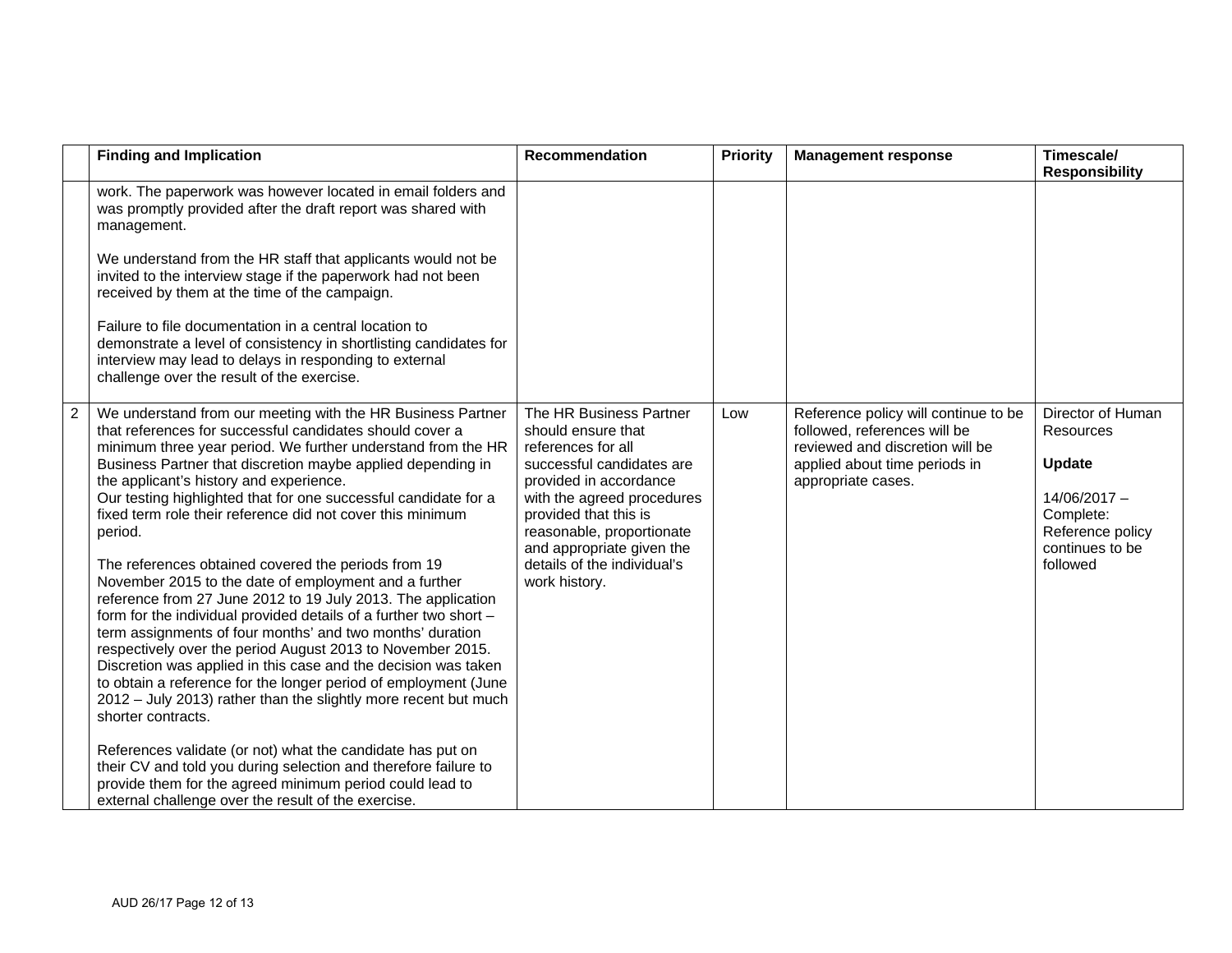| | Finding and Implication | Recommendation | Priority | Management response | Timescale/ Responsibility |
|---|---|---|---|---|---|
| | work. The paperwork was however located in email folders and was promptly provided after the draft report was shared with management.<br><br>We understand from the HR staff that applicants would not be invited to the interview stage if the paperwork had not been received by them at the time of the campaign.<br><br>Failure to file documentation in a central location to demonstrate a level of consistency in shortlisting candidates for interview may lead to delays in responding to external challenge over the result of the exercise. | | | | |
| 2 | We understand from our meeting with the HR Business Partner that references for successful candidates should cover a minimum three year period. We further understand from the HR Business Partner that discretion maybe applied depending in the applicant's history and experience.<br>Our testing highlighted that for one successful candidate for a fixed term role their reference did not cover this minimum period.<br><br>The references obtained covered the periods from 19 November 2015 to the date of employment and a further reference from 27 June 2012 to 19 July 2013. The application form for the individual provided details of a further two short – term assignments of four months' and two months' duration respectively over the period August 2013 to November 2015. Discretion was applied in this case and the decision was taken to obtain a reference for the longer period of employment (June 2012 – July 2013) rather than the slightly more recent but much shorter contracts.<br><br>References validate (or not) what the candidate has put on their CV and told you during selection and therefore failure to provide them for the agreed minimum period could lead to external challenge over the result of the exercise. | The HR Business Partner should ensure that references for all successful candidates are provided in accordance with the agreed procedures provided that this is reasonable, proportionate and appropriate given the details of the individual's work history. | Low | Reference policy will continue to be followed, references will be reviewed and discretion will be applied about time periods in appropriate cases. | Director of Human Resources<br><br>**Update**<br><br>14/06/2017 – Complete: Reference policy continues to be followed |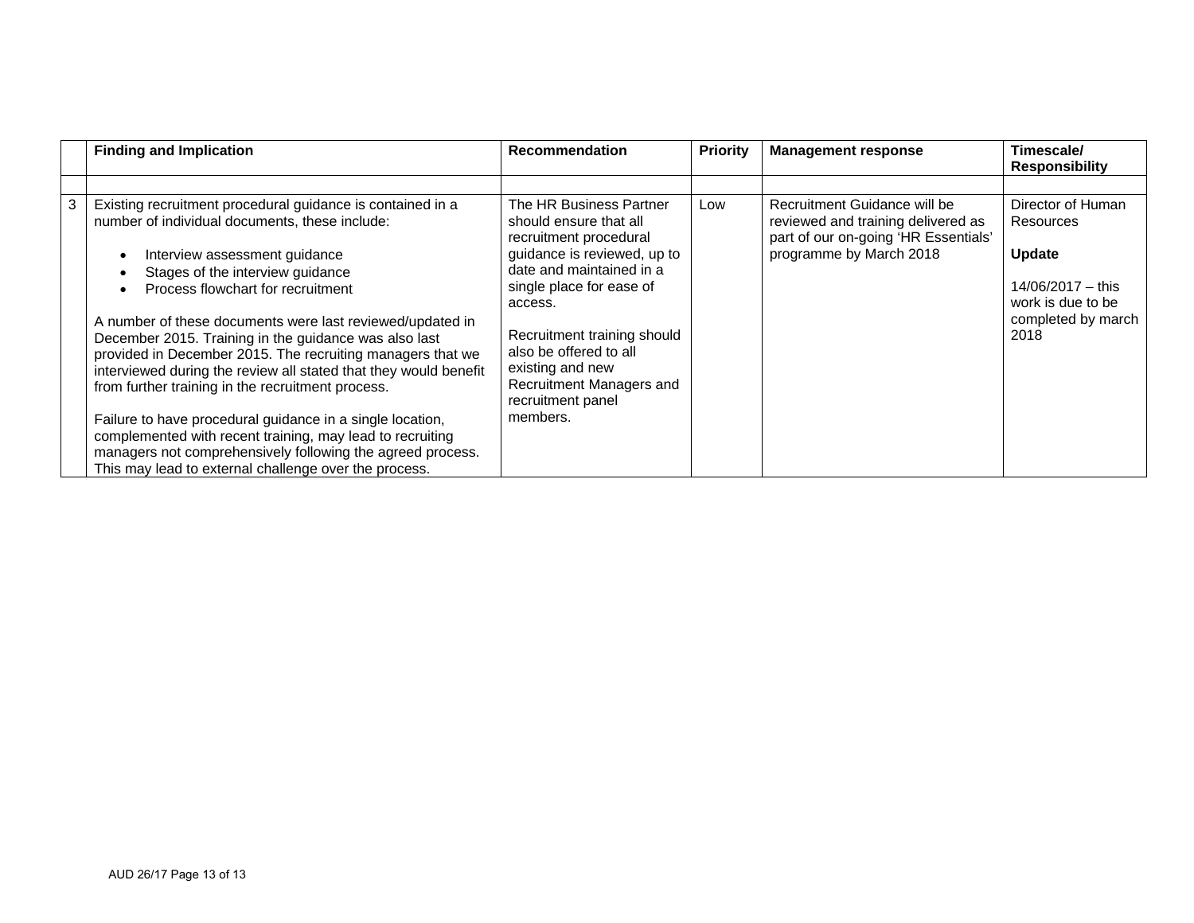| | Finding and Implication | Recommendation | Priority | Management response | Timescale/ Responsibility |
|---|---|---|---|---|---|
| | | | | | |
| 3 | Existing recruitment procedural guidance is contained in a number of individual documents, these include:<br><br>• Interview assessment guidance<br>• Stages of the interview guidance<br>• Process flowchart for recruitment<br><br>A number of these documents were last reviewed/updated in December 2015. Training in the guidance was also last provided in December 2015. The recruiting managers that we interviewed during the review all stated that they would benefit from further training in the recruitment process.<br><br>Failure to have procedural guidance in a single location, complemented with recent training, may lead to recruiting managers not comprehensively following the agreed process. This may lead to external challenge over the process. | The HR Business Partner should ensure that all recruitment procedural guidance is reviewed, up to date and maintained in a single place for ease of access.<br><br>Recruitment training should also be offered to all existing and new Recruitment Managers and recruitment panel members. | Low | Recruitment Guidance will be reviewed and training delivered as part of our on-going 'HR Essentials' programme by March 2018 | Director of Human Resources<br><br>**Update**<br><br>14/06/2017 – this work is due to be completed by march 2018 |